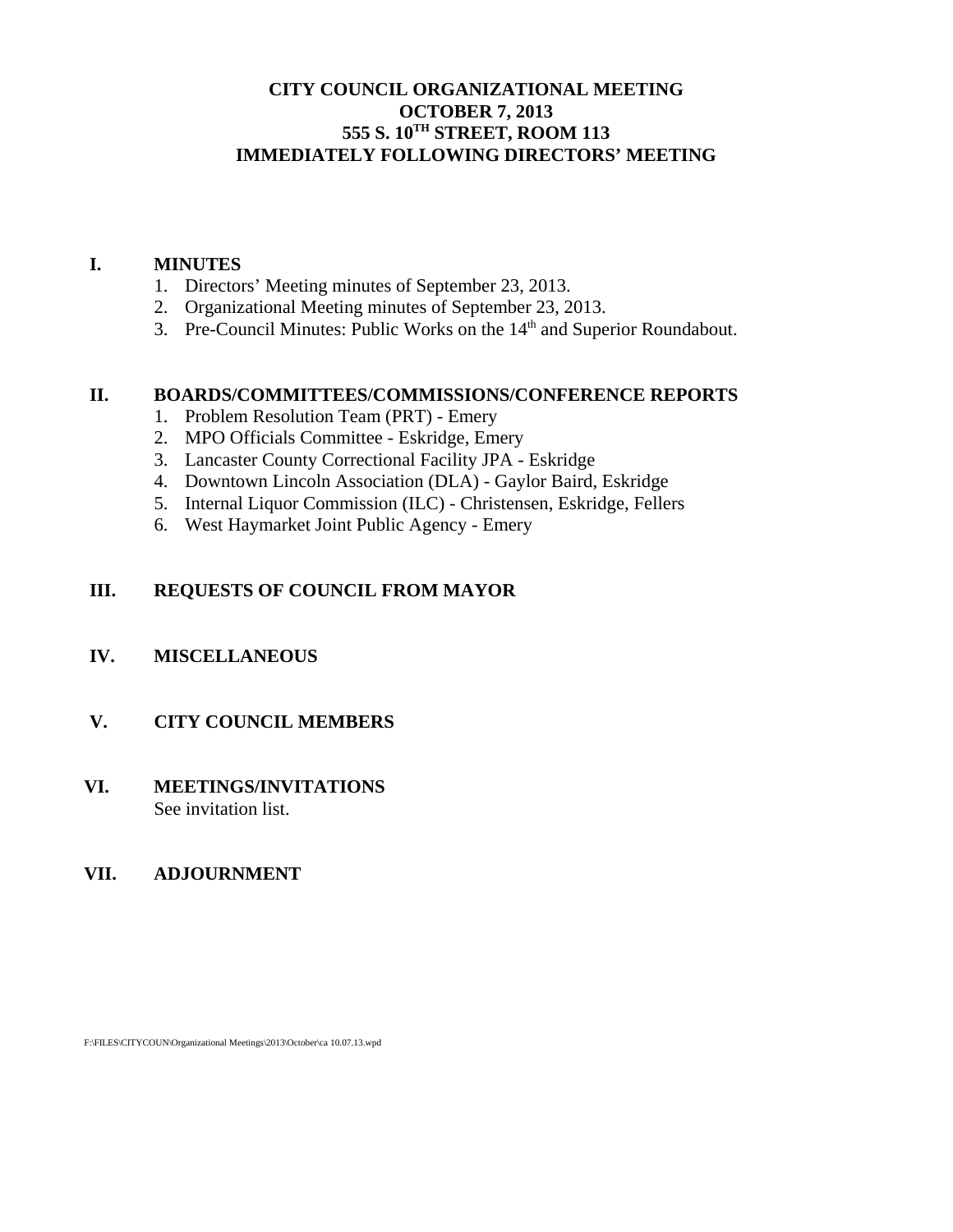# CITY COUNCIL ORGANIZATIONAL MEETING
## OCTOBER 7, 2013
## 555 S. 10TH STREET, ROOM 113
## IMMEDIATELY FOLLOWING DIRECTORS' MEETING

## I. MINUTES

1. Directors' Meeting minutes of September 23, 2013.
2. Organizational Meeting minutes of September 23, 2013.
3. Pre-Council Minutes: Public Works on the 14th and Superior Roundabout.

## II. BOARDS/COMMITTEES/COMMISSIONS/CONFERENCE REPORTS

1. Problem Resolution Team (PRT) - Emery
2. MPO Officials Committee - Eskridge, Emery
3. Lancaster County Correctional Facility JPA - Eskridge
4. Downtown Lincoln Association (DLA) - Gaylor Baird, Eskridge
5. Internal Liquor Commission (ILC) - Christensen, Eskridge, Fellers
6. West Haymarket Joint Public Agency - Emery

## III. REQUESTS OF COUNCIL FROM MAYOR

## IV. MISCELLANEOUS

## V. CITY COUNCIL MEMBERS

## VI. MEETINGS/INVITATIONS

See invitation list.

## VII. ADJOURNMENT

F:\FILES\CITYCOUN\Organizational Meetings\2013\October\ca 10.07.13.wpd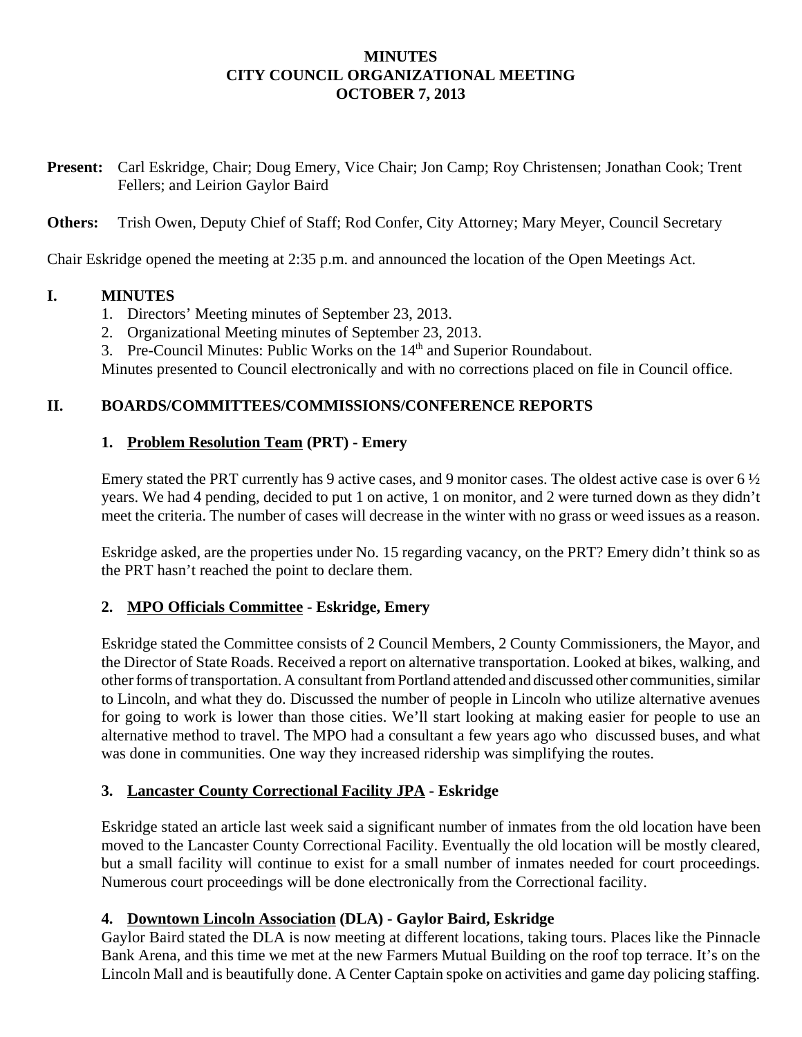# MINUTES
# CITY COUNCIL ORGANIZATIONAL MEETING
# OCTOBER 7, 2013

**Present:** Carl Eskridge, Chair; Doug Emery, Vice Chair; Jon Camp; Roy Christensen; Jonathan Cook; Trent Fellers; and Leirion Gaylor Baird

**Others:** Trish Owen, Deputy Chief of Staff; Rod Confer, City Attorney; Mary Meyer, Council Secretary

Chair Eskridge opened the meeting at 2:35 p.m. and announced the location of the Open Meetings Act.

## I. MINUTES

1. Directors' Meeting minutes of September 23, 2013.
2. Organizational Meeting minutes of September 23, 2013.
3. Pre-Council Minutes: Public Works on the 14th and Superior Roundabout.

Minutes presented to Council electronically and with no corrections placed on file in Council office.

## II. BOARDS/COMMITTEES/COMMISSIONS/CONFERENCE REPORTS

### 1. Problem Resolution Team (PRT) - Emery

Emery stated the PRT currently has 9 active cases, and 9 monitor cases. The oldest active case is over 6 ½ years. We had 4 pending, decided to put 1 on active, 1 on monitor, and 2 were turned down as they didn't meet the criteria. The number of cases will decrease in the winter with no grass or weed issues as a reason.

Eskridge asked, are the properties under No. 15 regarding vacancy, on the PRT? Emery didn't think so as the PRT hasn't reached the point to declare them.

### 2. MPO Officials Committee - Eskridge, Emery

Eskridge stated the Committee consists of 2 Council Members, 2 County Commissioners, the Mayor, and the Director of State Roads. Received a report on alternative transportation. Looked at bikes, walking, and other forms of transportation. A consultant from Portland attended and discussed other communities, similar to Lincoln, and what they do. Discussed the number of people in Lincoln who utilize alternative avenues for going to work is lower than those cities. We'll start looking at making easier for people to use an alternative method to travel. The MPO had a consultant a few years ago who discussed buses, and what was done in communities. One way they increased ridership was simplifying the routes.

### 3. Lancaster County Correctional Facility JPA - Eskridge

Eskridge stated an article last week said a significant number of inmates from the old location have been moved to the Lancaster County Correctional Facility. Eventually the old location will be mostly cleared, but a small facility will continue to exist for a small number of inmates needed for court proceedings. Numerous court proceedings will be done electronically from the Correctional facility.

### 4. Downtown Lincoln Association (DLA) - Gaylor Baird, Eskridge

Gaylor Baird stated the DLA is now meeting at different locations, taking tours. Places like the Pinnacle Bank Arena, and this time we met at the new Farmers Mutual Building on the roof top terrace. It's on the Lincoln Mall and is beautifully done. A Center Captain spoke on activities and game day policing staffing.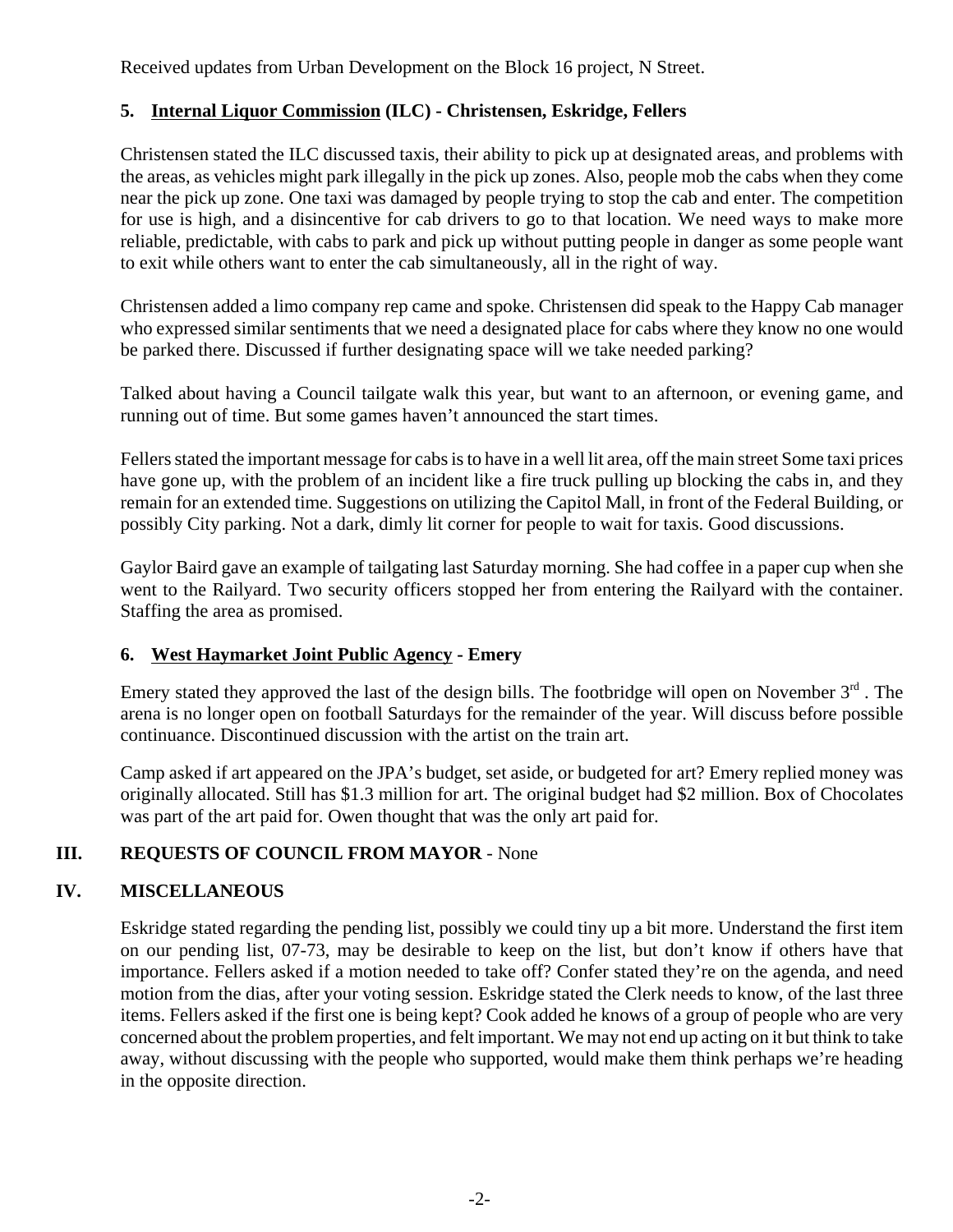Received updates from Urban Development on the Block 16 project, N Street.

### 5. Internal Liquor Commission (ILC) - Christensen, Eskridge, Fellers

Christensen stated the ILC discussed taxis, their ability to pick up at designated areas, and problems with the areas, as vehicles might park illegally in the pick up zones. Also, people mob the cabs when they come near the pick up zone. One taxi was damaged by people trying to stop the cab and enter. The competition for use is high, and a disincentive for cab drivers to go to that location. We need ways to make more reliable, predictable, with cabs to park and pick up without putting people in danger as some people want to exit while others want to enter the cab simultaneously, all in the right of way.

Christensen added a limo company rep came and spoke. Christensen did speak to the Happy Cab manager who expressed similar sentiments that we need a designated place for cabs where they know no one would be parked there. Discussed if further designating space will we take needed parking?

Talked about having a Council tailgate walk this year, but want to an afternoon, or evening game, and running out of time. But some games haven't announced the start times.

Fellers stated the important message for cabs is to have in a well lit area, off the main street Some taxi prices have gone up, with the problem of an incident like a fire truck pulling up blocking the cabs in, and they remain for an extended time. Suggestions on utilizing the Capitol Mall, in front of the Federal Building, or possibly City parking. Not a dark, dimly lit corner for people to wait for taxis. Good discussions.

Gaylor Baird gave an example of tailgating last Saturday morning. She had coffee in a paper cup when she went to the Railyard. Two security officers stopped her from entering the Railyard with the container. Staffing the area as promised.

### 6. West Haymarket Joint Public Agency - Emery

Emery stated they approved the last of the design bills. The footbridge will open on November 3rd . The arena is no longer open on football Saturdays for the remainder of the year. Will discuss before possible continuance. Discontinued discussion with the artist on the train art.

Camp asked if art appeared on the JPA's budget, set aside, or budgeted for art? Emery replied money was originally allocated. Still has $1.3 million for art. The original budget had $2 million. Box of Chocolates was part of the art paid for. Owen thought that was the only art paid for.

## III. REQUESTS OF COUNCIL FROM MAYOR - None

## IV. MISCELLANEOUS

Eskridge stated regarding the pending list, possibly we could tiny up a bit more. Understand the first item on our pending list, 07-73, may be desirable to keep on the list, but don't know if others have that importance. Fellers asked if a motion needed to take off? Confer stated they're on the agenda, and need motion from the dias, after your voting session. Eskridge stated the Clerk needs to know, of the last three items. Fellers asked if the first one is being kept? Cook added he knows of a group of people who are very concerned about the problem properties, and felt important. We may not end up acting on it but think to take away, without discussing with the people who supported, would make them think perhaps we're heading in the opposite direction.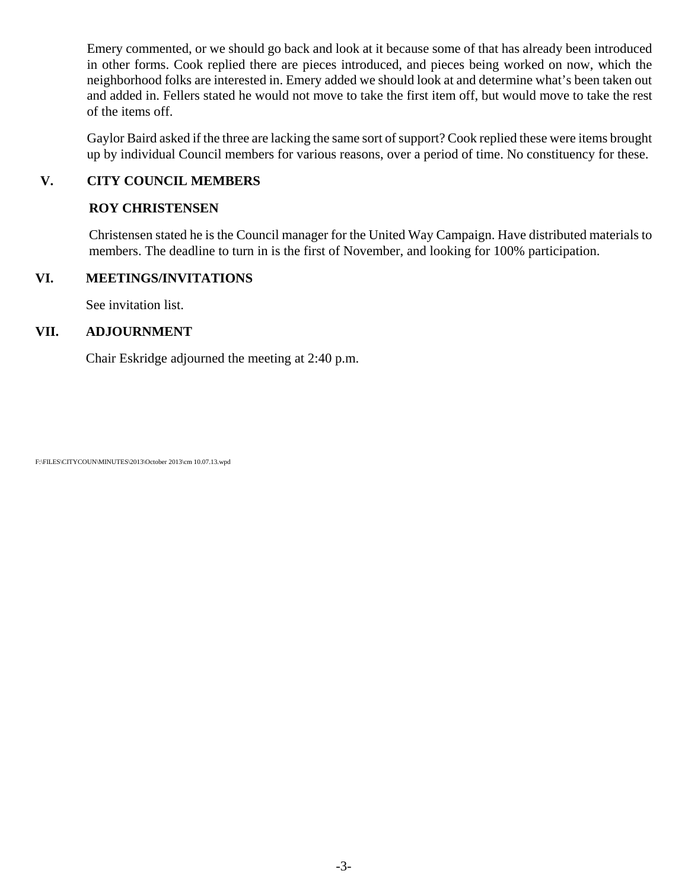Emery commented, or we should go back and look at it because some of that has already been introduced in other forms. Cook replied there are pieces introduced, and pieces being worked on now, which the neighborhood folks are interested in. Emery added we should look at and determine what's been taken out and added in. Fellers stated he would not move to take the first item off, but would move to take the rest of the items off.

Gaylor Baird asked if the three are lacking the same sort of support? Cook replied these were items brought up by individual Council members for various reasons, over a period of time. No constituency for these.

## V. CITY COUNCIL MEMBERS

### ROY CHRISTENSEN

Christensen stated he is the Council manager for the United Way Campaign. Have distributed materials to members. The deadline to turn in is the first of November, and looking for 100% participation.

## VI. MEETINGS/INVITATIONS

See invitation list.

## VII. ADJOURNMENT

Chair Eskridge adjourned the meeting at 2:40 p.m.

F:\FILES\CITYCOUN\MINUTES\2013\October 2013\cm 10.07.13.wpd